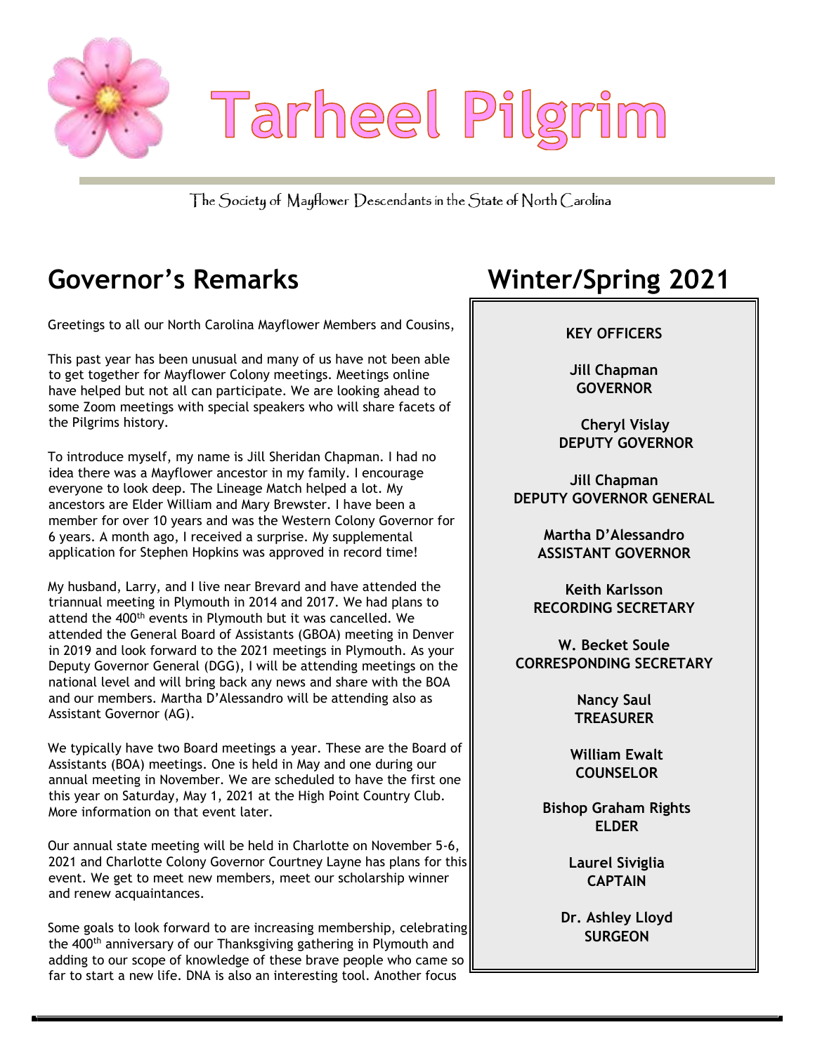# Tarheel Pilgrim

The Society of Mayflower Descendants in the State of North Carolina

## Governor's Remarks

Greetings to all our North Carolina Mayflower Members and Cousins,

This past year has been unusual and many of us have not been able to get together for Mayflower Colony meetings. Meetings online have helped but not all can participate. We are looking ahead to some Zoom meetings with special speakers who will share facets of the Pilgrims history.

To introduce myself, my name is Jill Sheridan Chapman. I had no idea there was a Mayflower ancestor in my family. I encourage everyone to look deep. The Lineage Match helped a lot. My ancestors are Elder William and Mary Brewster. I have been a member for over 10 years and was the Western Colony Governor for 6 years. A month ago, I received a surprise. My supplemental application for Stephen Hopkins was approved in record time!

My husband, Larry, and I live near Brevard and have attended the triannual meeting in Plymouth in 2014 and 2017. We had plans to attend the 400th events in Plymouth but it was cancelled. We attended the General Board of Assistants (GBOA) meeting in Denver in 2019 and look forward to the 2021 meetings in Plymouth. As your Deputy Governor General (DGG), I will be attending meetings on the national level and will bring back any news and share with the BOA and our members. Martha D'Alessandro will be attending also as Assistant Governor (AG).

We typically have two Board meetings a year. These are the Board of Assistants (BOA) meetings. One is held in May and one during our annual meeting in November. We are scheduled to have the first one this year on Saturday, May 1, 2021 at the High Point Country Club. More information on that event later.

Our annual state meeting will be held in Charlotte on November 5-6, 2021 and Charlotte Colony Governor Courtney Layne has plans for this event. We get to meet new members, meet our scholarship winner and renew acquaintances.

Some goals to look forward to are increasing membership, celebrating the 400th anniversary of our Thanksgiving gathering in Plymouth and adding to our scope of knowledge of these brave people who came so far to start a new life. DNA is also an interesting tool. Another focus

## Winter/Spring 2021

**KEY OFFICERS**

**Jill Chapman**
**GOVERNOR**

**Cheryl Vislay**
**DEPUTY GOVERNOR**

**Jill Chapman**
**DEPUTY GOVERNOR GENERAL**

**Martha D'Alessandro**
**ASSISTANT GOVERNOR**

**Keith Karlsson**
**RECORDING SECRETARY**

**W. Becket Soule**
**CORRESPONDING SECRETARY**

**Nancy Saul**
**TREASURER**

**William Ewalt**
**COUNSELOR**

**Bishop Graham Rights**
**ELDER**

**Laurel Siviglia**
**CAPTAIN**

**Dr. Ashley Lloyd**
**SURGEON**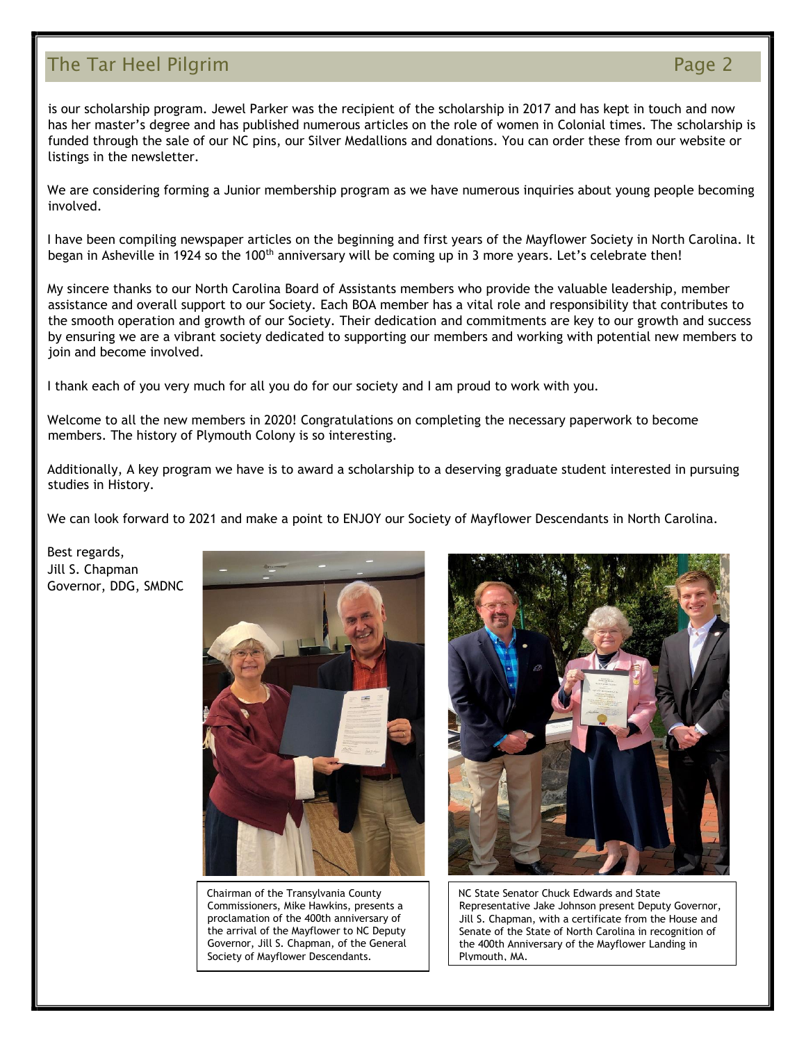is our scholarship program. Jewel Parker was the recipient of the scholarship in 2017 and has kept in touch and now has her master's degree and has published numerous articles on the role of women in Colonial times. The scholarship is funded through the sale of our NC pins, our Silver Medallions and donations. You can order these from our website or listings in the newsletter.

We are considering forming a Junior membership program as we have numerous inquiries about young people becoming involved.

I have been compiling newspaper articles on the beginning and first years of the Mayflower Society in North Carolina. It began in Asheville in 1924 so the 100th anniversary will be coming up in 3 more years. Let's celebrate then!

My sincere thanks to our North Carolina Board of Assistants members who provide the valuable leadership, member assistance and overall support to our Society. Each BOA member has a vital role and responsibility that contributes to the smooth operation and growth of our Society. Their dedication and commitments are key to our growth and success by ensuring we are a vibrant society dedicated to supporting our members and working with potential new members to join and become involved.

I thank each of you very much for all you do for our society and I am proud to work with you.

Welcome to all the new members in 2020! Congratulations on completing the necessary paperwork to become members. The history of Plymouth Colony is so interesting.

Additionally, A key program we have is to award a scholarship to a deserving graduate student interested in pursuing studies in History.

We can look forward to 2021 and make a point to ENJOY our Society of Mayflower Descendants in North Carolina.

Best regards,
Jill S. Chapman
Governor, DDG, SMDNC

Chairman of the Transylvania County Commissioners, Mike Hawkins, presents a proclamation of the 400th anniversary of the arrival of the Mayflower to NC Deputy Governor, Jill S. Chapman, of the General Society of Mayflower Descendants.

NC State Senator Chuck Edwards and State Representative Jake Johnson present Deputy Governor, Jill S. Chapman, with a certificate from the House and Senate of the State of North Carolina in recognition of the 400th Anniversary of the Mayflower Landing in Plymouth, MA.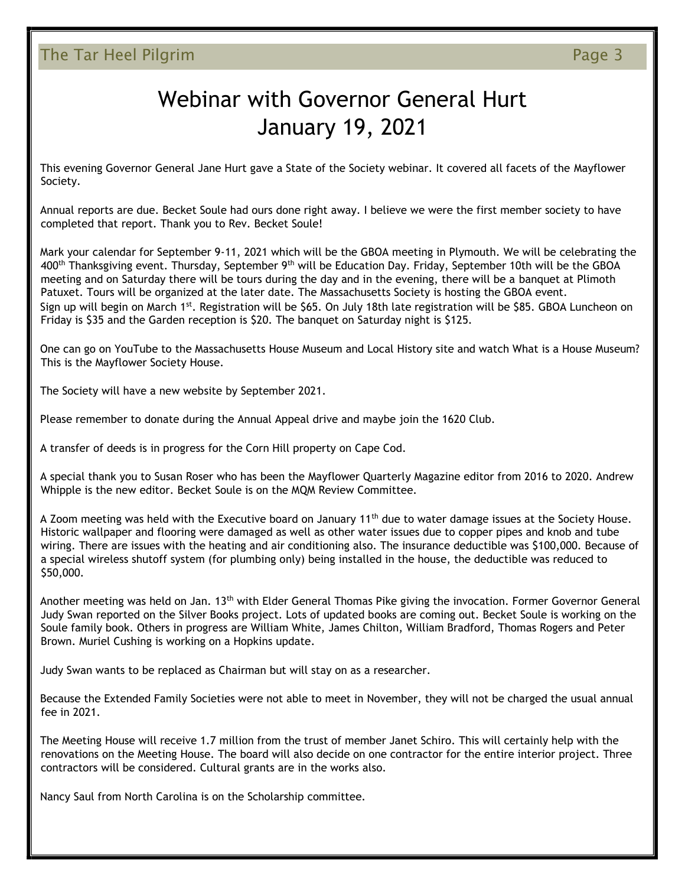# Webinar with Governor General Hurt
# January 19, 2021

This evening Governor General Jane Hurt gave a State of the Society webinar. It covered all facets of the Mayflower Society.

Annual reports are due. Becket Soule had ours done right away. I believe we were the first member society to have completed that report. Thank you to Rev. Becket Soule!

Mark your calendar for September 9-11, 2021 which will be the GBOA meeting in Plymouth. We will be celebrating the 400th Thanksgiving event. Thursday, September 9th will be Education Day. Friday, September 10th will be the GBOA meeting and on Saturday there will be tours during the day and in the evening, there will be a banquet at Plimoth Patuxet. Tours will be organized at the later date. The Massachusetts Society is hosting the GBOA event. Sign up will begin on March 1st. Registration will be $65. On July 18th late registration will be $85. GBOA Luncheon on Friday is $35 and the Garden reception is $20. The banquet on Saturday night is $125.

One can go on YouTube to the Massachusetts House Museum and Local History site and watch What is a House Museum? This is the Mayflower Society House.

The Society will have a new website by September 2021.

Please remember to donate during the Annual Appeal drive and maybe join the 1620 Club.

A transfer of deeds is in progress for the Corn Hill property on Cape Cod.

A special thank you to Susan Roser who has been the Mayflower Quarterly Magazine editor from 2016 to 2020. Andrew Whipple is the new editor. Becket Soule is on the MQM Review Committee.

A Zoom meeting was held with the Executive board on January 11th due to water damage issues at the Society House. Historic wallpaper and flooring were damaged as well as other water issues due to copper pipes and knob and tube wiring. There are issues with the heating and air conditioning also. The insurance deductible was $100,000. Because of a special wireless shutoff system (for plumbing only) being installed in the house, the deductible was reduced to $50,000.

Another meeting was held on Jan. 13th with Elder General Thomas Pike giving the invocation. Former Governor General Judy Swan reported on the Silver Books project. Lots of updated books are coming out. Becket Soule is working on the Soule family book. Others in progress are William White, James Chilton, William Bradford, Thomas Rogers and Peter Brown. Muriel Cushing is working on a Hopkins update.

Judy Swan wants to be replaced as Chairman but will stay on as a researcher.

Because the Extended Family Societies were not able to meet in November, they will not be charged the usual annual fee in 2021.

The Meeting House will receive 1.7 million from the trust of member Janet Schiro. This will certainly help with the renovations on the Meeting House. The board will also decide on one contractor for the entire interior project. Three contractors will be considered. Cultural grants are in the works also.

Nancy Saul from North Carolina is on the Scholarship committee.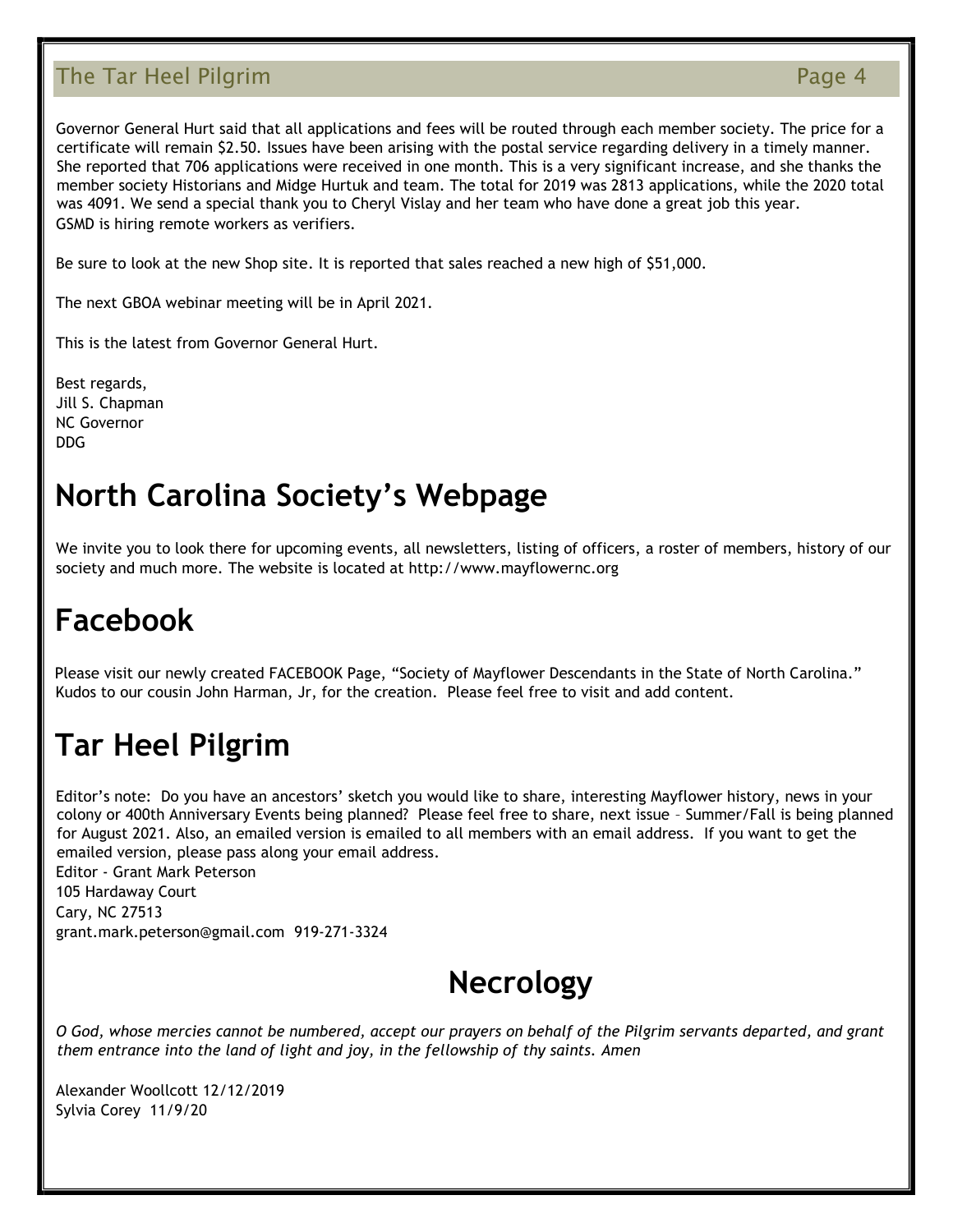Governor General Hurt said that all applications and fees will be routed through each member society. The price for a certificate will remain $2.50. Issues have been arising with the postal service regarding delivery in a timely manner. She reported that 706 applications were received in one month. This is a very significant increase, and she thanks the member society Historians and Midge Hurtuk and team. The total for 2019 was 2813 applications, while the 2020 total was 4091. We send a special thank you to Cheryl Vislay and her team who have done a great job this year. GSMD is hiring remote workers as verifiers.

Be sure to look at the new Shop site. It is reported that sales reached a new high of $51,000.

The next GBOA webinar meeting will be in April 2021.

This is the latest from Governor General Hurt.

Best regards,
Jill S. Chapman
NC Governor
DDG

# North Carolina Society's Webpage

We invite you to look there for upcoming events, all newsletters, listing of officers, a roster of members, history of our society and much more. The website is located at http://www.mayflowernc.org

# Facebook

Please visit our newly created FACEBOOK Page, "Society of Mayflower Descendants in the State of North Carolina." Kudos to our cousin John Harman, Jr, for the creation. Please feel free to visit and add content.

# Tar Heel Pilgrim

Editor's note: Do you have an ancestors' sketch you would like to share, interesting Mayflower history, news in your colony or 400th Anniversary Events being planned? Please feel free to share, next issue – Summer/Fall is being planned for August 2021. Also, an emailed version is emailed to all members with an email address. If you want to get the emailed version, please pass along your email address.
Editor - Grant Mark Peterson
105 Hardaway Court
Cary, NC 27513
grant.mark.peterson@gmail.com 919-271-3324

# Necrology

*O God, whose mercies cannot be numbered, accept our prayers on behalf of the Pilgrim servants departed, and grant them entrance into the land of light and joy, in the fellowship of thy saints. Amen*

Alexander Woollcott 12/12/2019
Sylvia Corey 11/9/20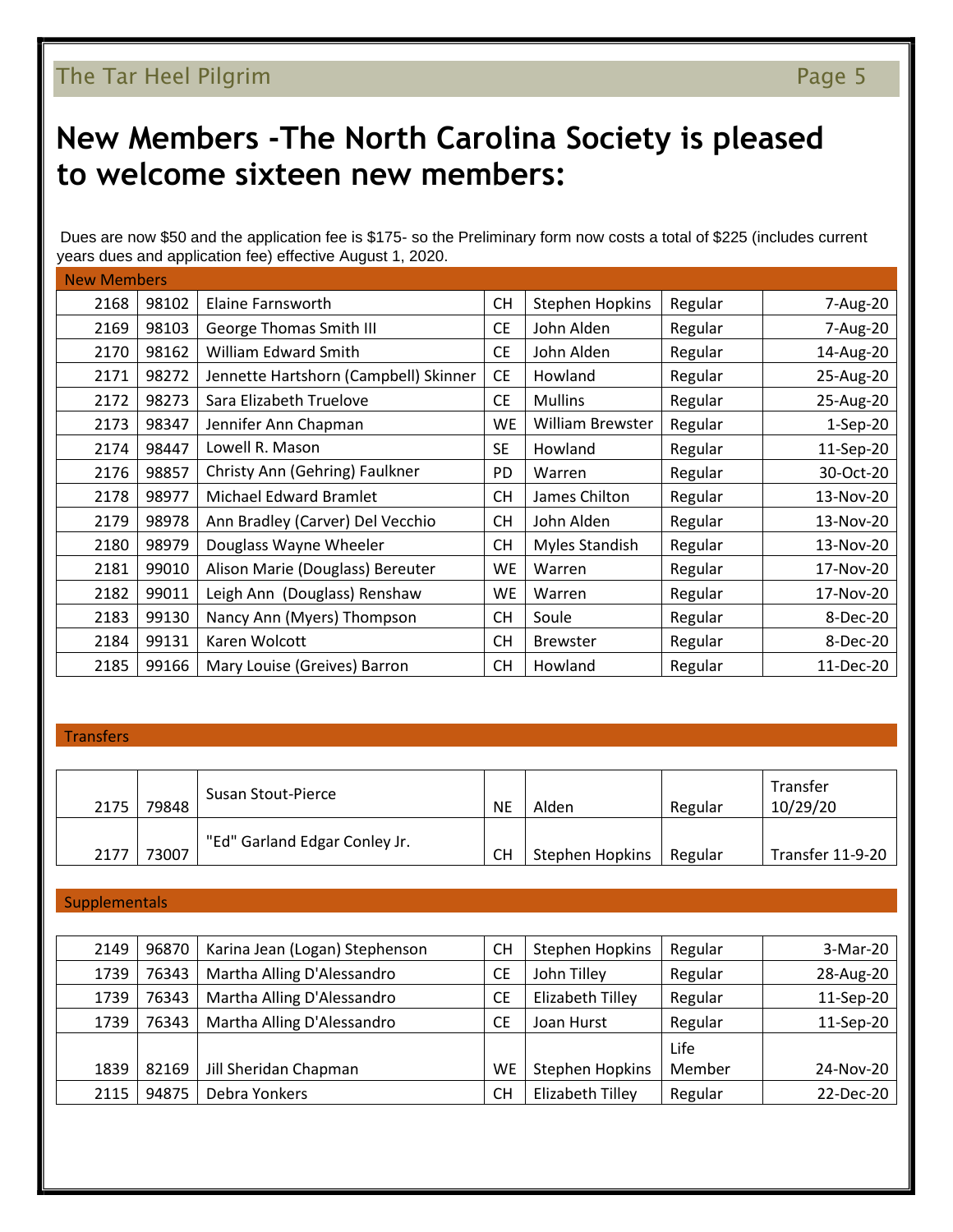# New Members -The North Carolina Society is pleased to welcome sixteen new members:

Dues are now $50 and the application fee is $175- so the Preliminary form now costs a total of $225 (includes current years dues and application fee) effective August 1, 2020.

**New Members**

| | | | | | | |
|---|---|---|---|---|---|---|
| 2168 | 98102 | Elaine Farnsworth | CH | Stephen Hopkins | Regular | 7-Aug-20 |
| 2169 | 98103 | George Thomas Smith III | CE | John Alden | Regular | 7-Aug-20 |
| 2170 | 98162 | William Edward Smith | CE | John Alden | Regular | 14-Aug-20 |
| 2171 | 98272 | Jennette Hartshorn (Campbell) Skinner | CE | Howland | Regular | 25-Aug-20 |
| 2172 | 98273 | Sara Elizabeth Truelove | CE | Mullins | Regular | 25-Aug-20 |
| 2173 | 98347 | Jennifer Ann Chapman | WE | William Brewster | Regular | 1-Sep-20 |
| 2174 | 98447 | Lowell R. Mason | SE | Howland | Regular | 11-Sep-20 |
| 2176 | 98857 | Christy Ann (Gehring) Faulkner | PD | Warren | Regular | 30-Oct-20 |
| 2178 | 98977 | Michael Edward Bramlet | CH | James Chilton | Regular | 13-Nov-20 |
| 2179 | 98978 | Ann Bradley (Carver) Del Vecchio | CH | John Alden | Regular | 13-Nov-20 |
| 2180 | 98979 | Douglass Wayne Wheeler | CH | Myles Standish | Regular | 13-Nov-20 |
| 2181 | 99010 | Alison Marie (Douglass) Bereuter | WE | Warren | Regular | 17-Nov-20 |
| 2182 | 99011 | Leigh Ann (Douglass) Renshaw | WE | Warren | Regular | 17-Nov-20 |
| 2183 | 99130 | Nancy Ann (Myers) Thompson | CH | Soule | Regular | 8-Dec-20 |
| 2184 | 99131 | Karen Wolcott | CH | Brewster | Regular | 8-Dec-20 |
| 2185 | 99166 | Mary Louise (Greives) Barron | CH | Howland | Regular | 11-Dec-20 |

**Transfers**

| | | | | | | |
|---|---|---|---|---|---|---|
| 2175 | 79848 | Susan Stout-Pierce | NE | Alden | Regular | Transfer 10/29/20 |
| 2177 | 73007 | "Ed" Garland Edgar Conley Jr. | CH | Stephen Hopkins | Regular | Transfer 11-9-20 |

**Supplementals**

| | | | | | | |
|---|---|---|---|---|---|---|
| 2149 | 96870 | Karina Jean (Logan) Stephenson | CH | Stephen Hopkins | Regular | 3-Mar-20 |
| 1739 | 76343 | Martha Alling D'Alessandro | CE | John Tilley | Regular | 28-Aug-20 |
| 1739 | 76343 | Martha Alling D'Alessandro | CE | Elizabeth Tilley | Regular | 11-Sep-20 |
| 1739 | 76343 | Martha Alling D'Alessandro | CE | Joan Hurst | Regular | 11-Sep-20 |
| 1839 | 82169 | Jill Sheridan Chapman | WE | Stephen Hopkins | Life Member | 24-Nov-20 |
| 2115 | 94875 | Debra Yonkers | CH | Elizabeth Tilley | Regular | 22-Dec-20 |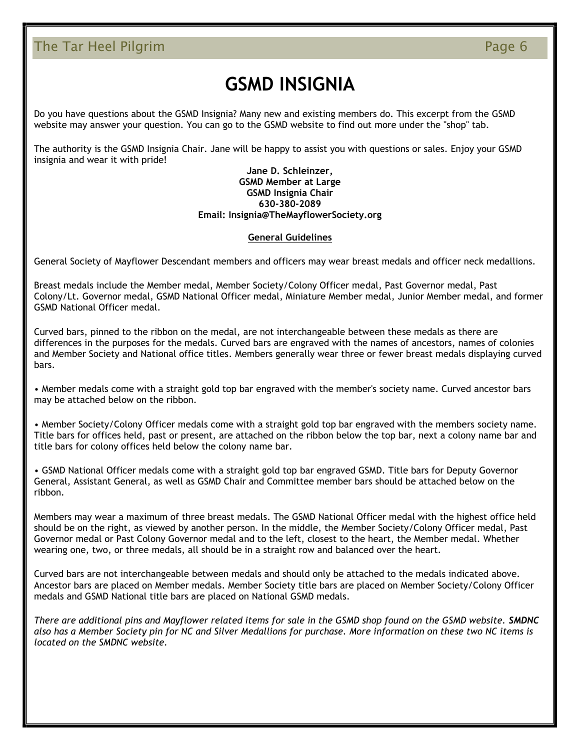# GSMD INSIGNIA

Do you have questions about the GSMD Insignia? Many new and existing members do. This excerpt from the GSMD website may answer your question. You can go to the GSMD website to find out more under the "shop" tab.

The authority is the GSMD Insignia Chair. Jane will be happy to assist you with questions or sales. Enjoy your GSMD insignia and wear it with pride!

**Jane D. Schleinzer,**
**GSMD Member at Large**
**GSMD Insignia Chair**
**630-380-2089**
**Email: Insignia@TheMayflowerSociety.org**

**General Guidelines**

General Society of Mayflower Descendant members and officers may wear breast medals and officer neck medallions.

Breast medals include the Member medal, Member Society/Colony Officer medal, Past Governor medal, Past Colony/Lt. Governor medal, GSMD National Officer medal, Miniature Member medal, Junior Member medal, and former GSMD National Officer medal.

Curved bars, pinned to the ribbon on the medal, are not interchangeable between these medals as there are differences in the purposes for the medals. Curved bars are engraved with the names of ancestors, names of colonies and Member Society and National office titles. Members generally wear three or fewer breast medals displaying curved bars.

- Member medals come with a straight gold top bar engraved with the member's society name. Curved ancestor bars may be attached below on the ribbon.

- Member Society/Colony Officer medals come with a straight gold top bar engraved with the members society name. Title bars for offices held, past or present, are attached on the ribbon below the top bar, next a colony name bar and title bars for colony offices held below the colony name bar.

- GSMD National Officer medals come with a straight gold top bar engraved GSMD. Title bars for Deputy Governor General, Assistant General, as well as GSMD Chair and Committee member bars should be attached below on the ribbon.

Members may wear a maximum of three breast medals. The GSMD National Officer medal with the highest office held should be on the right, as viewed by another person. In the middle, the Member Society/Colony Officer medal, Past Governor medal or Past Colony Governor medal and to the left, closest to the heart, the Member medal. Whether wearing one, two, or three medals, all should be in a straight row and balanced over the heart.

Curved bars are not interchangeable between medals and should only be attached to the medals indicated above. Ancestor bars are placed on Member medals. Member Society title bars are placed on Member Society/Colony Officer medals and GSMD National title bars are placed on National GSMD medals.

*There are additional pins and Mayflower related items for sale in the GSMD shop found on the GSMD website. **SMDNC** also has a Member Society pin for NC and Silver Medallions for purchase. More information on these two NC items is located on the SMDNC website.*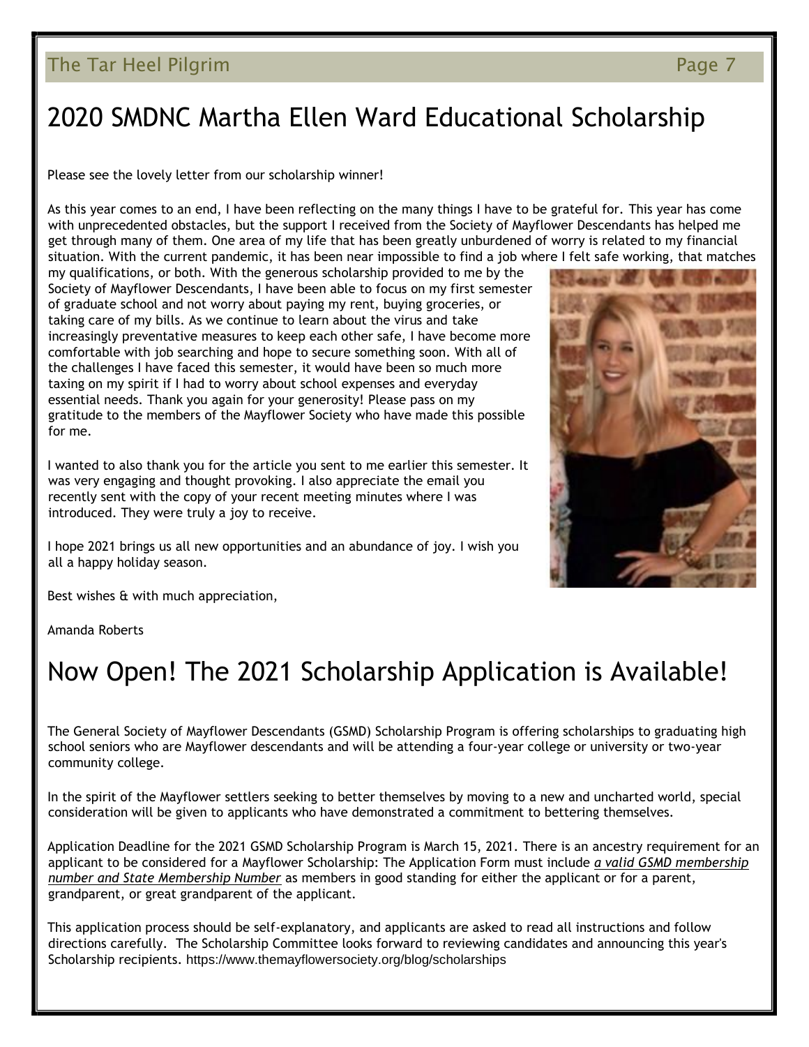# 2020 SMDNC Martha Ellen Ward Educational Scholarship

Please see the lovely letter from our scholarship winner!

As this year comes to an end, I have been reflecting on the many things I have to be grateful for. This year has come with unprecedented obstacles, but the support I received from the Society of Mayflower Descendants has helped me get through many of them. One area of my life that has been greatly unburdened of worry is related to my financial situation. With the current pandemic, it has been near impossible to find a job where I felt safe working, that matches my qualifications, or both. With the generous scholarship provided to me by the Society of Mayflower Descendants, I have been able to focus on my first semester of graduate school and not worry about paying my rent, buying groceries, or taking care of my bills. As we continue to learn about the virus and take increasingly preventative measures to keep each other safe, I have become more comfortable with job searching and hope to secure something soon. With all of the challenges I have faced this semester, it would have been so much more taxing on my spirit if I had to worry about school expenses and everyday essential needs. Thank you again for your generosity! Please pass on my gratitude to the members of the Mayflower Society who have made this possible for me.

I wanted to also thank you for the article you sent to me earlier this semester. It was very engaging and thought provoking. I also appreciate the email you recently sent with the copy of your recent meeting minutes where I was introduced. They were truly a joy to receive.

I hope 2021 brings us all new opportunities and an abundance of joy. I wish you all a happy holiday season.

Best wishes & with much appreciation,

Amanda Roberts

# Now Open! The 2021 Scholarship Application is Available!

The General Society of Mayflower Descendants (GSMD) Scholarship Program is offering scholarships to graduating high school seniors who are Mayflower descendants and will be attending a four-year college or university or two-year community college.

In the spirit of the Mayflower settlers seeking to better themselves by moving to a new and uncharted world, special consideration will be given to applicants who have demonstrated a commitment to bettering themselves.

Application Deadline for the 2021 GSMD Scholarship Program is March 15, 2021. There is an ancestry requirement for an applicant to be considered for a Mayflower Scholarship: The Application Form must include ***a valid GSMD membership number and State Membership Number*** as members in good standing for either the applicant or for a parent, grandparent, or great grandparent of the applicant.

This application process should be self-explanatory, and applicants are asked to read all instructions and follow directions carefully. The Scholarship Committee looks forward to reviewing candidates and announcing this year's Scholarship recipients. https://www.themayflowersociety.org/blog/scholarships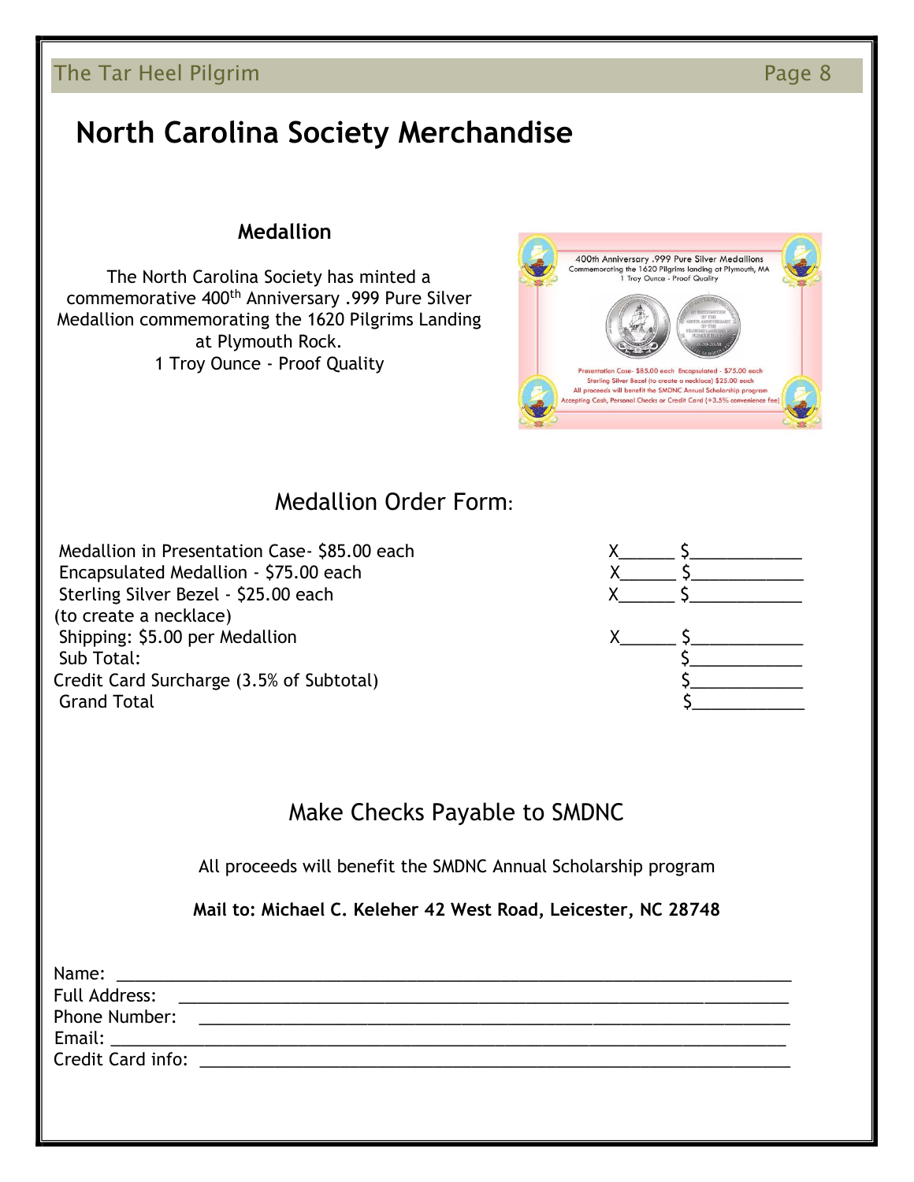# North Carolina Society Merchandise

## Medallion

The North Carolina Society has minted a commemorative 400th Anniversary .999 Pure Silver Medallion commemorating the 1620 Pilgrims Landing at Plymouth Rock.
1 Troy Ounce - Proof Quality

400th Anniversary .999 Pure Silver Medallions
Commemorating the 1620 Pilgrims landing at Plymouth, MA
1 Troy Ounce - Proof Quality

Presentation Case- $85.00 each Encapsulated - $75.00 each
Sterling Silver Bezel (to create a necklace) $25.00 each
All proceeds will benefit the SMDNC Annual Scholarship program
Accepting Cash, Personal Checks or Credit Card (+3.5% convenience fee)

## Medallion Order Form:

| Item | Quantity | Amount |
|---|---|---|
| Medallion in Presentation Case- $85.00 each | X______ | $____________ |
| Encapsulated Medallion - $75.00 each | X______ | $____________ |
| Sterling Silver Bezel - $25.00 each (to create a necklace) | X______ | $____________ |
| Shipping: $5.00 per Medallion | X______ | $____________ |
| Sub Total: | | $____________ |
| Credit Card Surcharge (3.5% of Subtotal) | | $____________ |
| Grand Total | | $____________ |

## Make Checks Payable to SMDNC

All proceeds will benefit the SMDNC Annual Scholarship program

**Mail to: Michael C. Keleher 42 West Road, Leicester, NC 28748**

Name: ______________________________________________________________________
Full Address: ________________________________________________________________
Phone Number: _______________________________________________________________
Email: ______________________________________________________________________
Credit Card info: _____________________________________________________________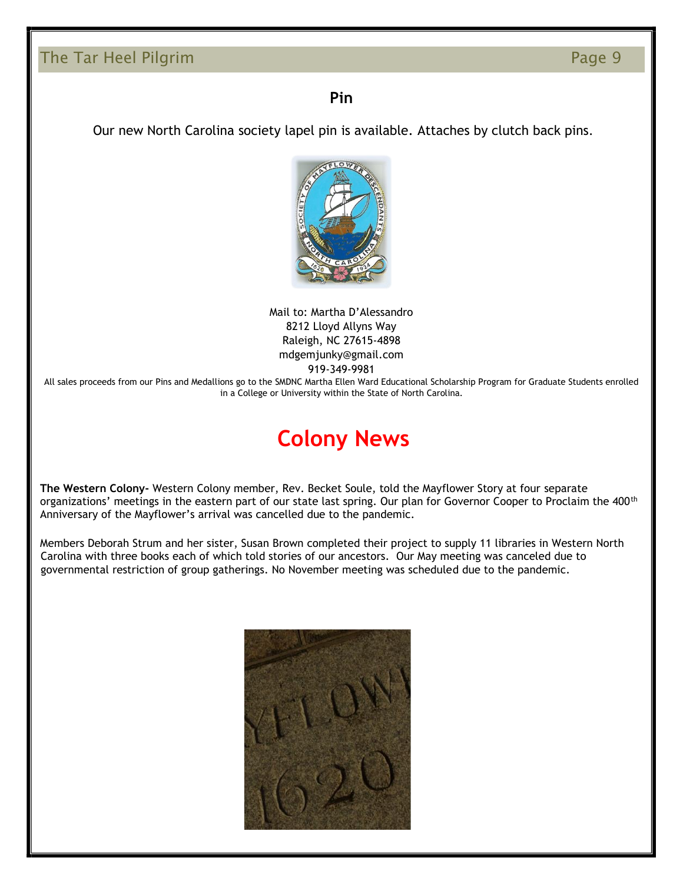## Pin

Our new North Carolina society lapel pin is available. Attaches by clutch back pins.

Mail to: Martha D'Alessandro
8212 Lloyd Allyns Way
Raleigh, NC 27615-4898
mdgemjunky@gmail.com
919-349-9981

All sales proceeds from our Pins and Medallions go to the SMDNC Martha Ellen Ward Educational Scholarship Program for Graduate Students enrolled in a College or University within the State of North Carolina.

# Colony News

**The Western Colony-** Western Colony member, Rev. Becket Soule, told the Mayflower Story at four separate organizations' meetings in the eastern part of our state last spring. Our plan for Governor Cooper to Proclaim the 400th Anniversary of the Mayflower's arrival was cancelled due to the pandemic.

Members Deborah Strum and her sister, Susan Brown completed their project to supply 11 libraries in Western North Carolina with three books each of which told stories of our ancestors. Our May meeting was canceled due to governmental restriction of group gatherings. No November meeting was scheduled due to the pandemic.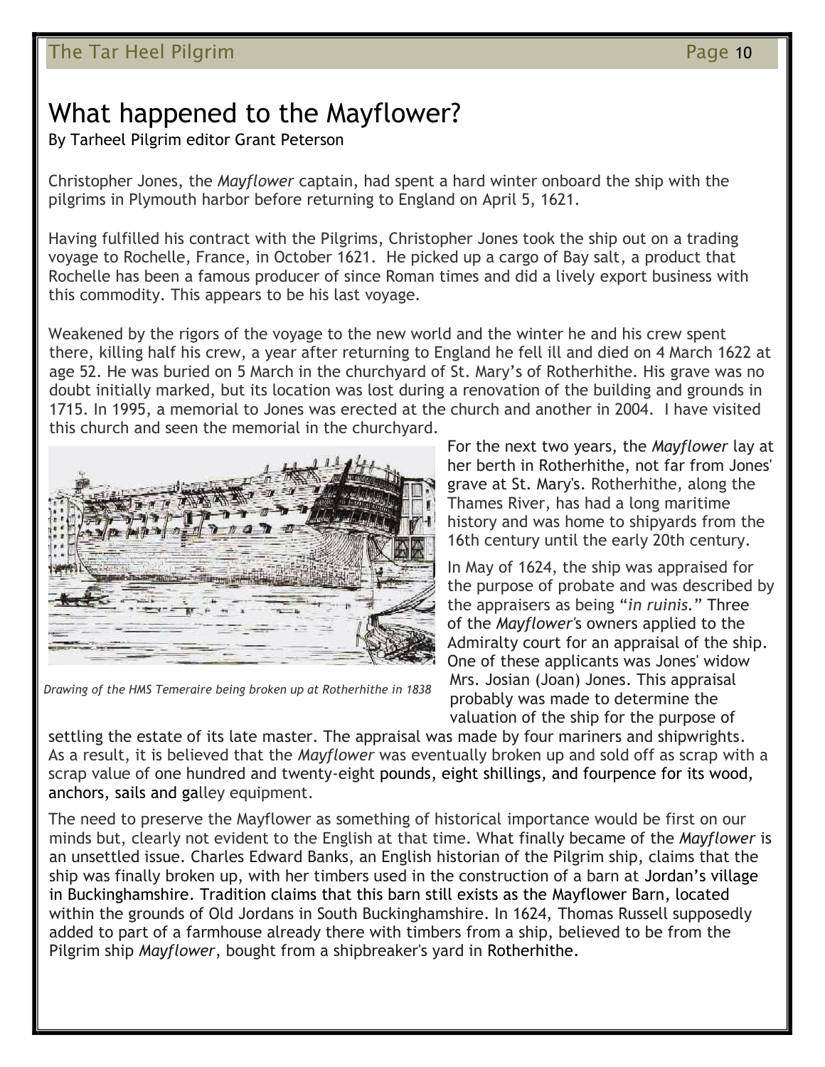# What happened to the Mayflower?

By Tarheel Pilgrim editor Grant Peterson

Christopher Jones, the *Mayflower* captain, had spent a hard winter onboard the ship with the pilgrims in Plymouth harbor before returning to England on April 5, 1621.

Having fulfilled his contract with the Pilgrims, Christopher Jones took the ship out on a trading voyage to Rochelle, France, in October 1621. He picked up a cargo of Bay salt, a product that Rochelle has been a famous producer of since Roman times and did a lively export business with this commodity. This appears to be his last voyage.

Weakened by the rigors of the voyage to the new world and the winter he and his crew spent there, killing half his crew, a year after returning to England he fell ill and died on 4 March 1622 at age 52. He was buried on 5 March in the churchyard of St. Mary's of Rotherhithe. His grave was no doubt initially marked, but its location was lost during a renovation of the building and grounds in 1715. In 1995, a memorial to Jones was erected at the church and another in 2004. I have visited this church and seen the memorial in the churchyard.

*Drawing of the HMS Temeraire being broken up at Rotherhithe in 1838*

For the next two years, the *Mayflower* lay at her berth in Rotherhithe, not far from Jones' grave at St. Mary's. Rotherhithe, along the Thames River, has had a long maritime history and was home to shipyards from the 16th century until the early 20th century.

In May of 1624, the ship was appraised for the purpose of probate and was described by the appraisers as being "*in ruinis*." Three of the *Mayflower*'s owners applied to the Admiralty court for an appraisal of the ship. One of these applicants was Jones' widow Mrs. Josian (Joan) Jones. This appraisal probably was made to determine the valuation of the ship for the purpose of settling the estate of its late master. The appraisal was made by four mariners and shipwrights. As a result, it is believed that the *Mayflower* was eventually broken up and sold off as scrap with a scrap value of one hundred and twenty-eight pounds, eight shillings, and fourpence for its wood, anchors, sails and galley equipment.

The need to preserve the Mayflower as something of historical importance would be first on our minds but, clearly not evident to the English at that time. What finally became of the *Mayflower* is an unsettled issue. Charles Edward Banks, an English historian of the Pilgrim ship, claims that the ship was finally broken up, with her timbers used in the construction of a barn at Jordan's village in Buckinghamshire. Tradition claims that this barn still exists as the Mayflower Barn, located within the grounds of Old Jordans in South Buckinghamshire. In 1624, Thomas Russell supposedly added to part of a farmhouse already there with timbers from a ship, believed to be from the Pilgrim ship *Mayflower*, bought from a shipbreaker's yard in Rotherhithe.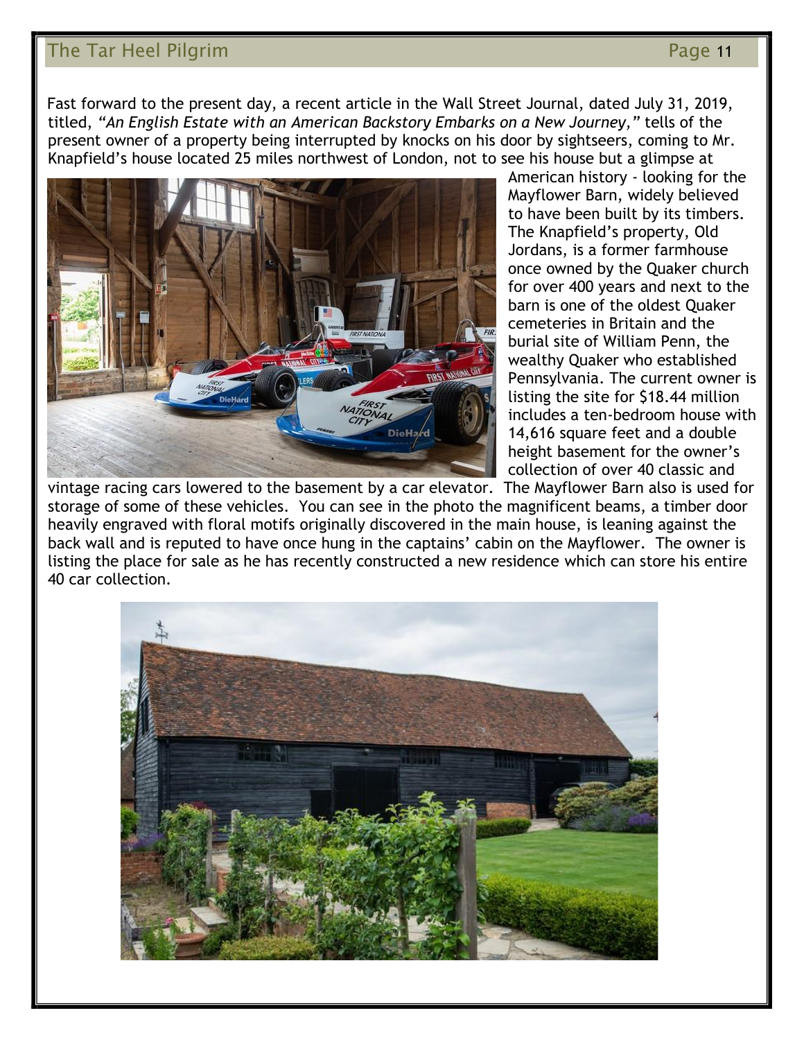Fast forward to the present day, a recent article in the Wall Street Journal, dated July 31, 2019, titled, *"An English Estate with an American Backstory Embarks on a New Journey,"* tells of the present owner of a property being interrupted by knocks on his door by sightseers, coming to Mr. Knapfield's house located 25 miles northwest of London, not to see his house but a glimpse at American history - looking for the Mayflower Barn, widely believed to have been built by its timbers. The Knapfield's property, Old Jordans, is a former farmhouse once owned by the Quaker church for over 400 years and next to the barn is one of the oldest Quaker cemeteries in Britain and the burial site of William Penn, the wealthy Quaker who established Pennsylvania. The current owner is listing the site for $18.44 million includes a ten-bedroom house with 14,616 square feet and a double height basement for the owner's collection of over 40 classic and vintage racing cars lowered to the basement by a car elevator. The Mayflower Barn also is used for storage of some of these vehicles. You can see in the photo the magnificent beams, a timber door heavily engraved with floral motifs originally discovered in the main house, is leaning against the back wall and is reputed to have once hung in the captains' cabin on the Mayflower. The owner is listing the place for sale as he has recently constructed a new residence which can store his entire 40 car collection.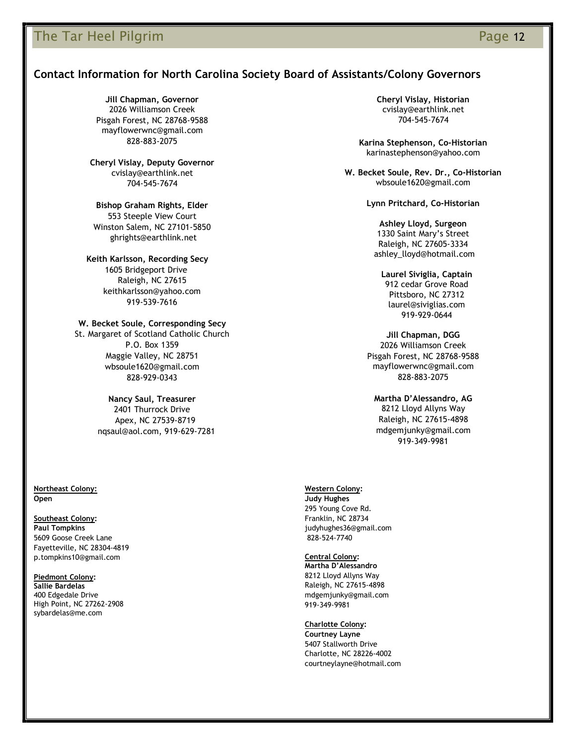## Contact Information for North Carolina Society Board of Assistants/Colony Governors

**Jill Chapman, Governor**
2026 Williamson Creek
Pisgah Forest, NC 28768-9588
mayflowerwnc@gmail.com
828-883-2075

**Cheryl Vislay, Deputy Governor**
cvislay@earthlink.net
704-545-7674

**Bishop Graham Rights, Elder**
553 Steeple View Court
Winston Salem, NC 27101-5850
ghrights@earthlink.net

**Keith Karlsson, Recording Secy**
1605 Bridgeport Drive
Raleigh, NC 27615
keithkarlsson@yahoo.com
919-539-7616

**W. Becket Soule, Corresponding Secy**
St. Margaret of Scotland Catholic Church
P.O. Box 1359
Maggie Valley, NC 28751
wbsoule1620@gmail.com
828-929-0343

**Nancy Saul, Treasurer**
2401 Thurrock Drive
Apex, NC 27539-8719
nqsaul@aol.com, 919-629-7281

**Cheryl Vislay, Historian**
cvislay@earthlink.net
704-545-7674

**Karina Stephenson, Co-Historian**
karinastephenson@yahoo.com

**W. Becket Soule, Rev. Dr., Co-Historian**
wbsoule1620@gmail.com

**Lynn Pritchard, Co-Historian**

**Ashley Lloyd, Surgeon**
1330 Saint Mary's Street
Raleigh, NC 27605-3334
ashley_lloyd@hotmail.com

**Laurel Siviglia, Captain**
912 cedar Grove Road
Pittsboro, NC 27312
laurel@siviglias.com
919-929-0644

**Jill Chapman, DGG**
2026 Williamson Creek
Pisgah Forest, NC 28768-9588
mayflowerwnc@gmail.com
828-883-2075

**Martha D'Alessandro, AG**
8212 Lloyd Allyns Way
Raleigh, NC 27615-4898
mdgemjunky@gmail.com
919-349-9981

**Northeast Colony:**
**Open**

**Southeast Colony:**
**Paul Tompkins**
5609 Goose Creek Lane
Fayetteville, NC 28304-4819
p.tompkins10@gmail.com

**Piedmont Colony:**
**Sallie Bardelas**
400 Edgedale Drive
High Point, NC 27262-2908
sybardelas@me.com

**Western Colony:**
**Judy Hughes**
295 Young Cove Rd.
Franklin, NC 28734
judyhughes36@gmail.com
828-524-7740

**Central Colony:**
**Martha D'Alessandro**
8212 Lloyd Allyns Way
Raleigh, NC 27615-4898
mdgemjunky@gmail.com
919-349-9981

**Charlotte Colony:**
**Courtney Layne**
5407 Stallworth Drive
Charlotte, NC 28226-4002
courtneylayne@hotmail.com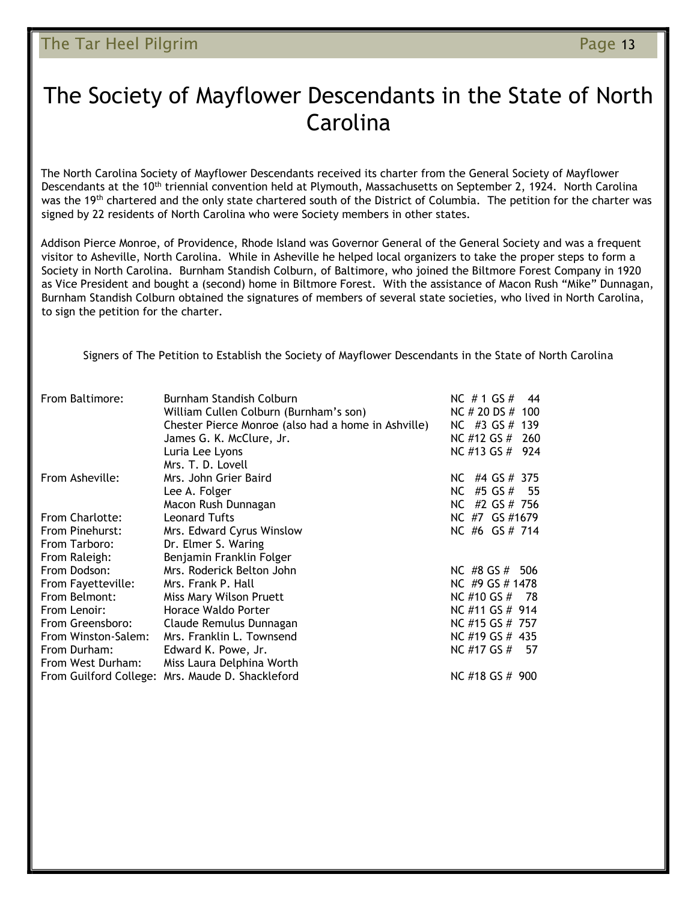# The Society of Mayflower Descendants in the State of North Carolina

The North Carolina Society of Mayflower Descendants received its charter from the General Society of Mayflower Descendants at the 10th triennial convention held at Plymouth, Massachusetts on September 2, 1924. North Carolina was the 19th chartered and the only state chartered south of the District of Columbia. The petition for the charter was signed by 22 residents of North Carolina who were Society members in other states.

Addison Pierce Monroe, of Providence, Rhode Island was Governor General of the General Society and was a frequent visitor to Asheville, North Carolina. While in Asheville he helped local organizers to take the proper steps to form a Society in North Carolina. Burnham Standish Colburn, of Baltimore, who joined the Biltmore Forest Company in 1920 as Vice President and bought a (second) home in Biltmore Forest. With the assistance of Macon Rush "Mike" Dunnagan, Burnham Standish Colburn obtained the signatures of members of several state societies, who lived in North Carolina, to sign the petition for the charter.

Signers of The Petition to Establish the Society of Mayflower Descendants in the State of North Carolina

| | | |
|---|---|---|
| From Baltimore: | Burnham Standish Colburn | NC # 1 GS # 44 |
| | William Cullen Colburn (Burnham's son) | NC # 20 DS # 100 |
| | Chester Pierce Monroe (also had a home in Ashville) | NC #3 GS # 139 |
| | James G. K. McClure, Jr. | NC #12 GS # 260 |
| | Luria Lee Lyons | NC #13 GS # 924 |
| | Mrs. T. D. Lovell | |
| From Asheville: | Mrs. John Grier Baird | NC #4 GS # 375 |
| | Lee A. Folger | NC #5 GS # 55 |
| | Macon Rush Dunnagan | NC #2 GS # 756 |
| From Charlotte: | Leonard Tufts | NC #7 GS #1679 |
| From Pinehurst: | Mrs. Edward Cyrus Winslow | NC #6 GS # 714 |
| From Tarboro: | Dr. Elmer S. Waring | |
| From Raleigh: | Benjamin Franklin Folger | |
| From Dodson: | Mrs. Roderick Belton John | NC #8 GS # 506 |
| From Fayetteville: | Mrs. Frank P. Hall | NC #9 GS # 1478 |
| From Belmont: | Miss Mary Wilson Pruett | NC #10 GS # 78 |
| From Lenoir: | Horace Waldo Porter | NC #11 GS # 914 |
| From Greensboro: | Claude Remulus Dunnagan | NC #15 GS # 757 |
| From Winston-Salem: | Mrs. Franklin L. Townsend | NC #19 GS # 435 |
| From Durham: | Edward K. Powe, Jr. | NC #17 GS # 57 |
| From West Durham: | Miss Laura Delphina Worth | |
| From Guilford College: | Mrs. Maude D. Shackleford | NC #18 GS # 900 |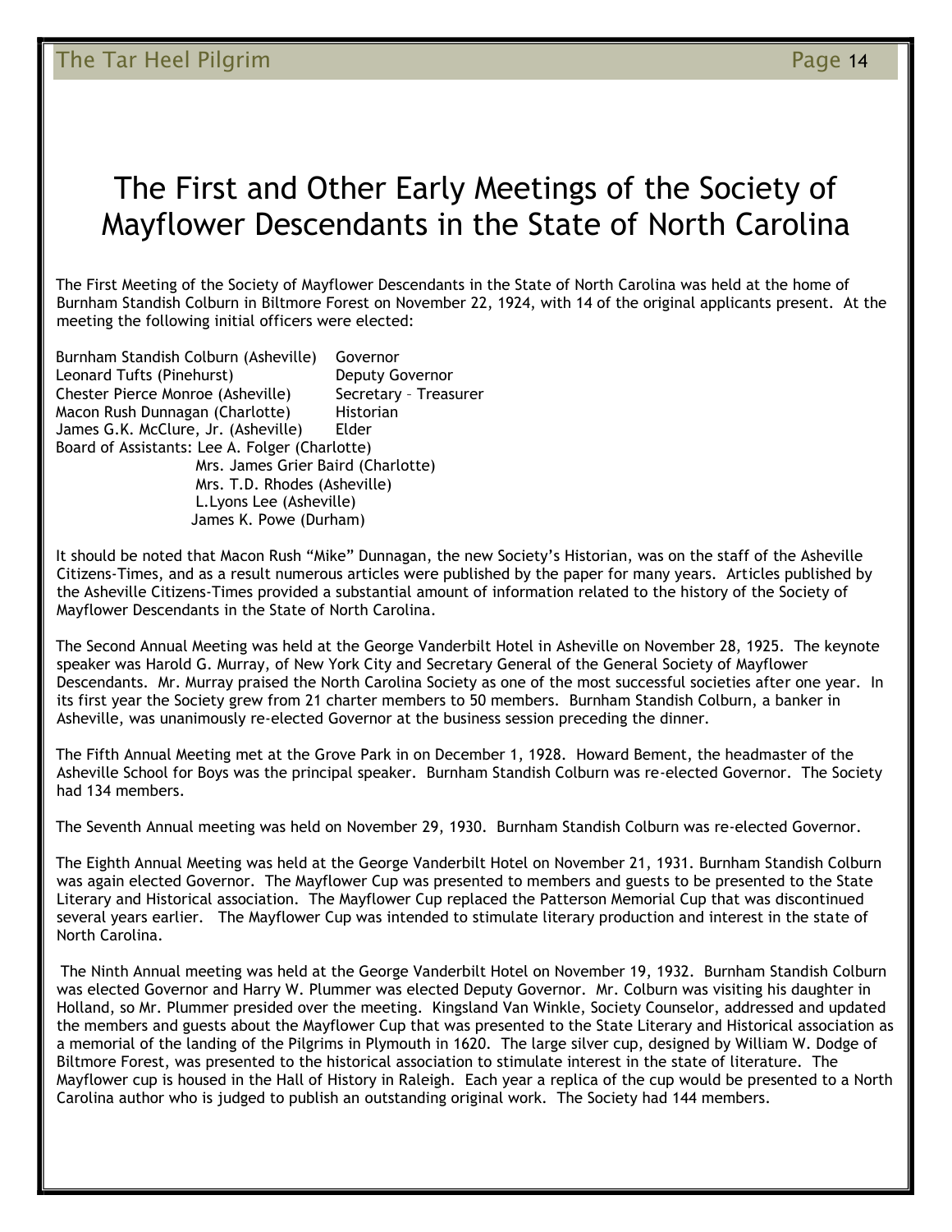# The First and Other Early Meetings of the Society of Mayflower Descendants in the State of North Carolina

The First Meeting of the Society of Mayflower Descendants in the State of North Carolina was held at the home of Burnham Standish Colburn in Biltmore Forest on November 22, 1924, with 14 of the original applicants present. At the meeting the following initial officers were elected:

Burnham Standish Colburn (Asheville) Governor
Leonard Tufts (Pinehurst) Deputy Governor
Chester Pierce Monroe (Asheville) Secretary – Treasurer
Macon Rush Dunnagan (Charlotte) Historian
James G.K. McClure, Jr. (Asheville) Elder
Board of Assistants: Lee A. Folger (Charlotte)
Mrs. James Grier Baird (Charlotte)
Mrs. T.D. Rhodes (Asheville)
L.Lyons Lee (Asheville)
James K. Powe (Durham)

It should be noted that Macon Rush "Mike" Dunnagan, the new Society's Historian, was on the staff of the Asheville Citizens-Times, and as a result numerous articles were published by the paper for many years. Articles published by the Asheville Citizens-Times provided a substantial amount of information related to the history of the Society of Mayflower Descendants in the State of North Carolina.

The Second Annual Meeting was held at the George Vanderbilt Hotel in Asheville on November 28, 1925. The keynote speaker was Harold G. Murray, of New York City and Secretary General of the General Society of Mayflower Descendants. Mr. Murray praised the North Carolina Society as one of the most successful societies after one year. In its first year the Society grew from 21 charter members to 50 members. Burnham Standish Colburn, a banker in Asheville, was unanimously re-elected Governor at the business session preceding the dinner.

The Fifth Annual Meeting met at the Grove Park in on December 1, 1928. Howard Bement, the headmaster of the Asheville School for Boys was the principal speaker. Burnham Standish Colburn was re-elected Governor. The Society had 134 members.

The Seventh Annual meeting was held on November 29, 1930. Burnham Standish Colburn was re-elected Governor.

The Eighth Annual Meeting was held at the George Vanderbilt Hotel on November 21, 1931. Burnham Standish Colburn was again elected Governor. The Mayflower Cup was presented to members and guests to be presented to the State Literary and Historical association. The Mayflower Cup replaced the Patterson Memorial Cup that was discontinued several years earlier. The Mayflower Cup was intended to stimulate literary production and interest in the state of North Carolina.

The Ninth Annual meeting was held at the George Vanderbilt Hotel on November 19, 1932. Burnham Standish Colburn was elected Governor and Harry W. Plummer was elected Deputy Governor. Mr. Colburn was visiting his daughter in Holland, so Mr. Plummer presided over the meeting. Kingsland Van Winkle, Society Counselor, addressed and updated the members and guests about the Mayflower Cup that was presented to the State Literary and Historical association as a memorial of the landing of the Pilgrims in Plymouth in 1620. The large silver cup, designed by William W. Dodge of Biltmore Forest, was presented to the historical association to stimulate interest in the state of literature. The Mayflower cup is housed in the Hall of History in Raleigh. Each year a replica of the cup would be presented to a North Carolina author who is judged to publish an outstanding original work. The Society had 144 members.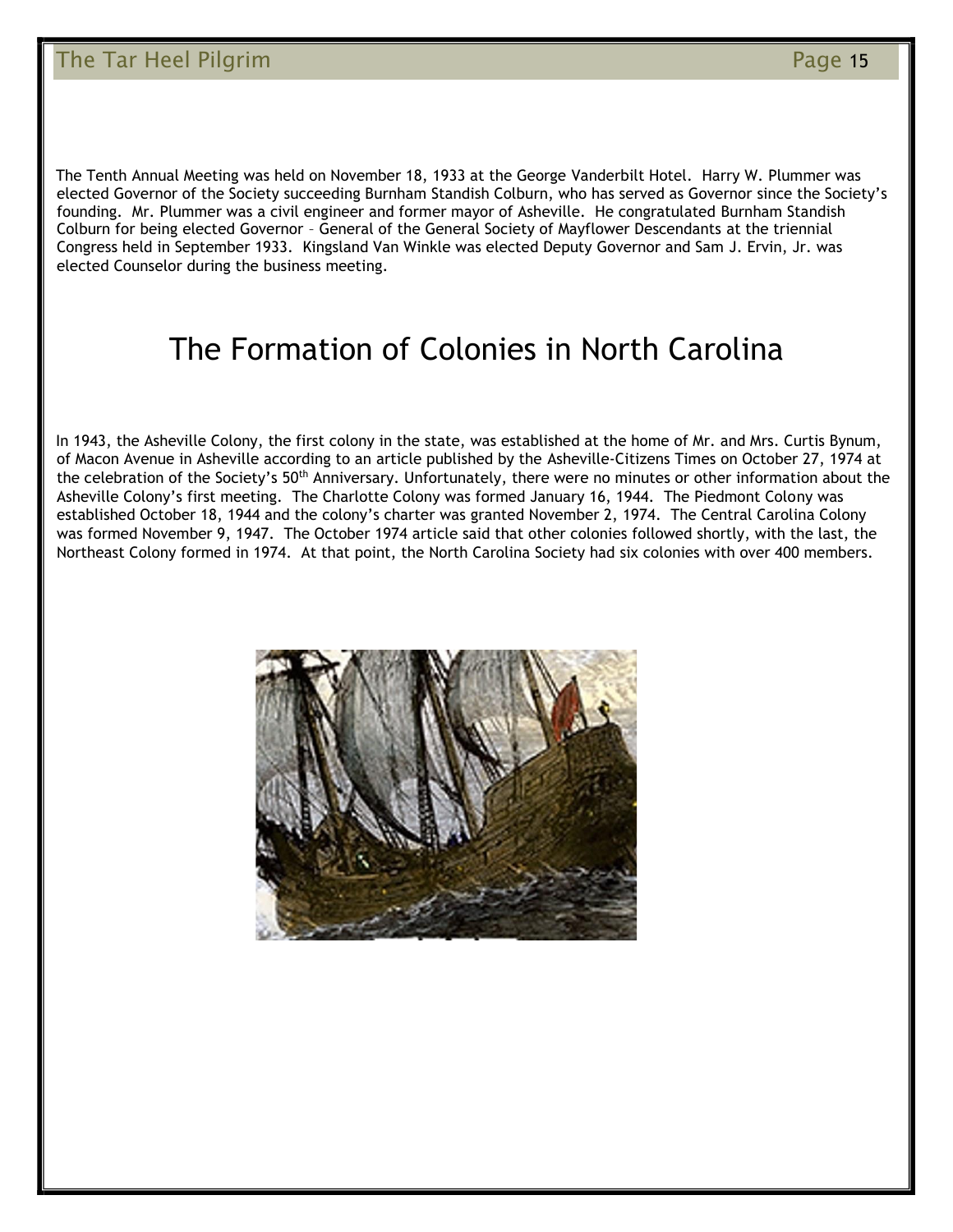The Tenth Annual Meeting was held on November 18, 1933 at the George Vanderbilt Hotel. Harry W. Plummer was elected Governor of the Society succeeding Burnham Standish Colburn, who has served as Governor since the Society's founding. Mr. Plummer was a civil engineer and former mayor of Asheville. He congratulated Burnham Standish Colburn for being elected Governor – General of the General Society of Mayflower Descendants at the triennial Congress held in September 1933. Kingsland Van Winkle was elected Deputy Governor and Sam J. Ervin, Jr. was elected Counselor during the business meeting.

# The Formation of Colonies in North Carolina

In 1943, the Asheville Colony, the first colony in the state, was established at the home of Mr. and Mrs. Curtis Bynum, of Macon Avenue in Asheville according to an article published by the Asheville-Citizens Times on October 27, 1974 at the celebration of the Society's 50th Anniversary. Unfortunately, there were no minutes or other information about the Asheville Colony's first meeting. The Charlotte Colony was formed January 16, 1944. The Piedmont Colony was established October 18, 1944 and the colony's charter was granted November 2, 1974. The Central Carolina Colony was formed November 9, 1947. The October 1974 article said that other colonies followed shortly, with the last, the Northeast Colony formed in 1974. At that point, the North Carolina Society had six colonies with over 400 members.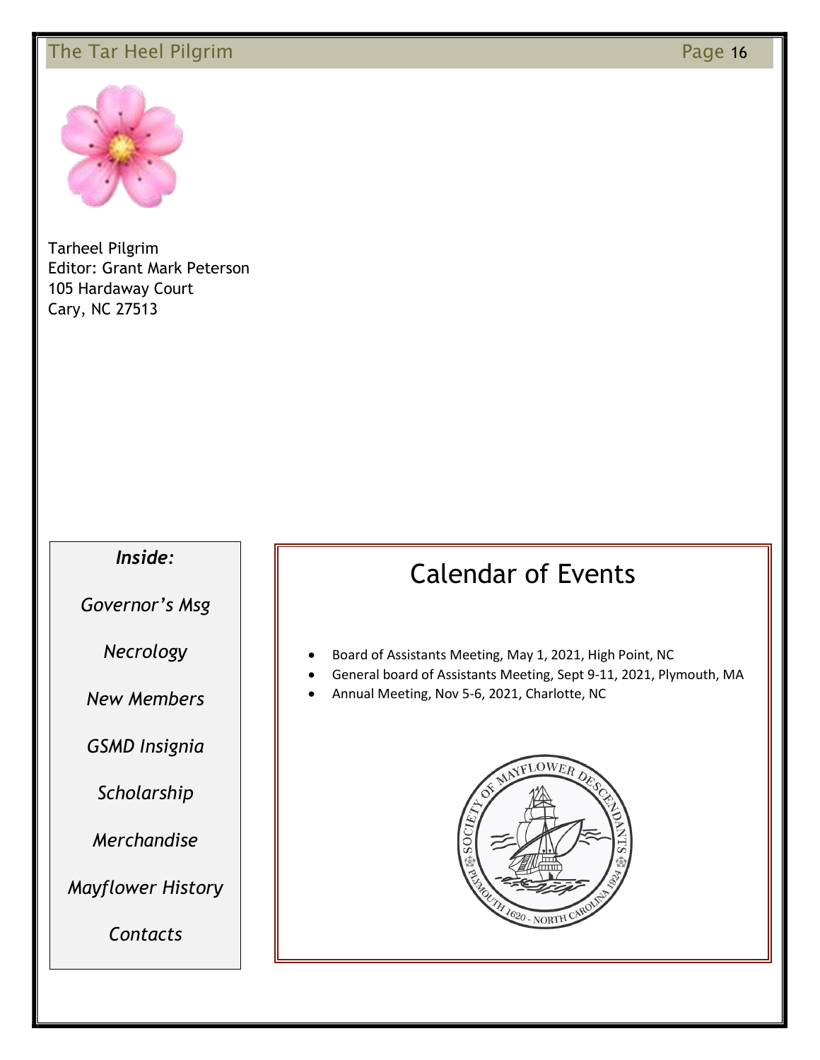Tarheel Pilgrim
Editor: Grant Mark Peterson
105 Hardaway Court
Cary, NC 27513

***Inside:***

*Governor's Msg*

*Necrology*

*New Members*

*GSMD Insignia*

*Scholarship*

*Merchandise*

*Mayflower History*

*Contacts*

# Calendar of Events

- Board of Assistants Meeting, May 1, 2021, High Point, NC
- General board of Assistants Meeting, Sept 9-11, 2021, Plymouth, MA
- Annual Meeting, Nov 5-6, 2021, Charlotte, NC